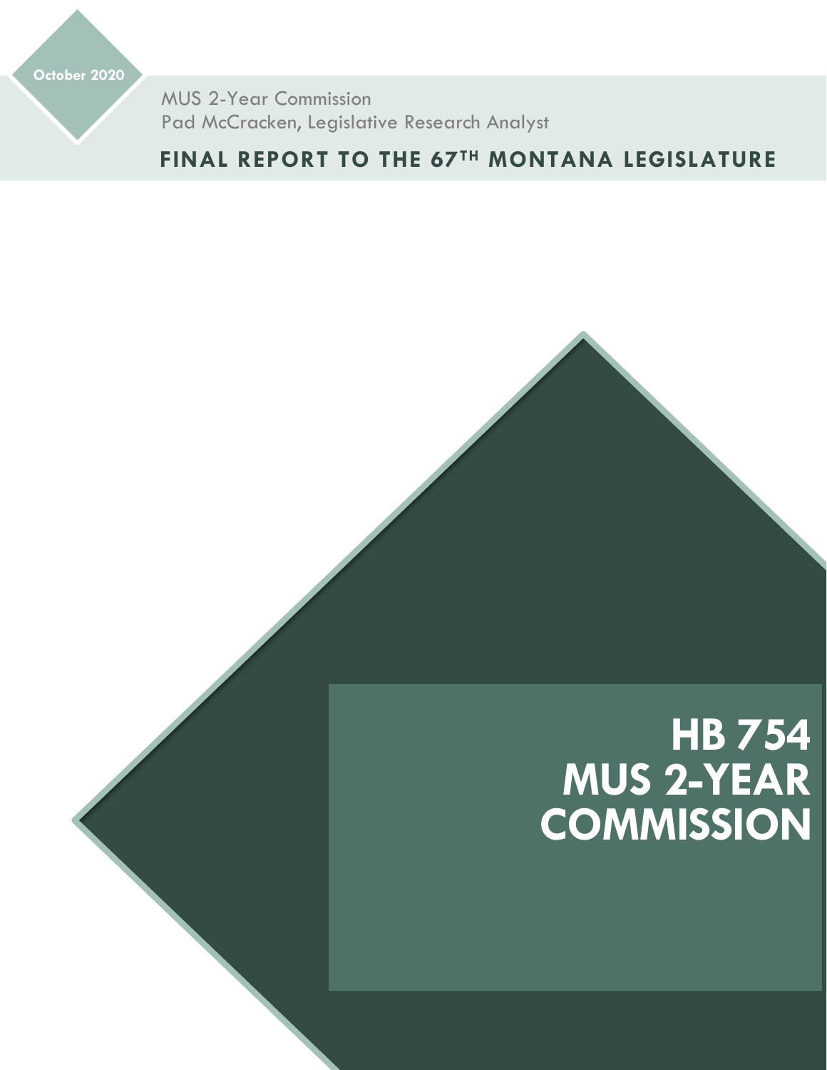October 2020

MUS 2-Year Commission
Pad McCracken, Legislative Research Analyst

**FINAL REPORT TO THE 67TH MONTANA LEGISLATURE**

# HB 754 MUS 2-YEAR COMMISSION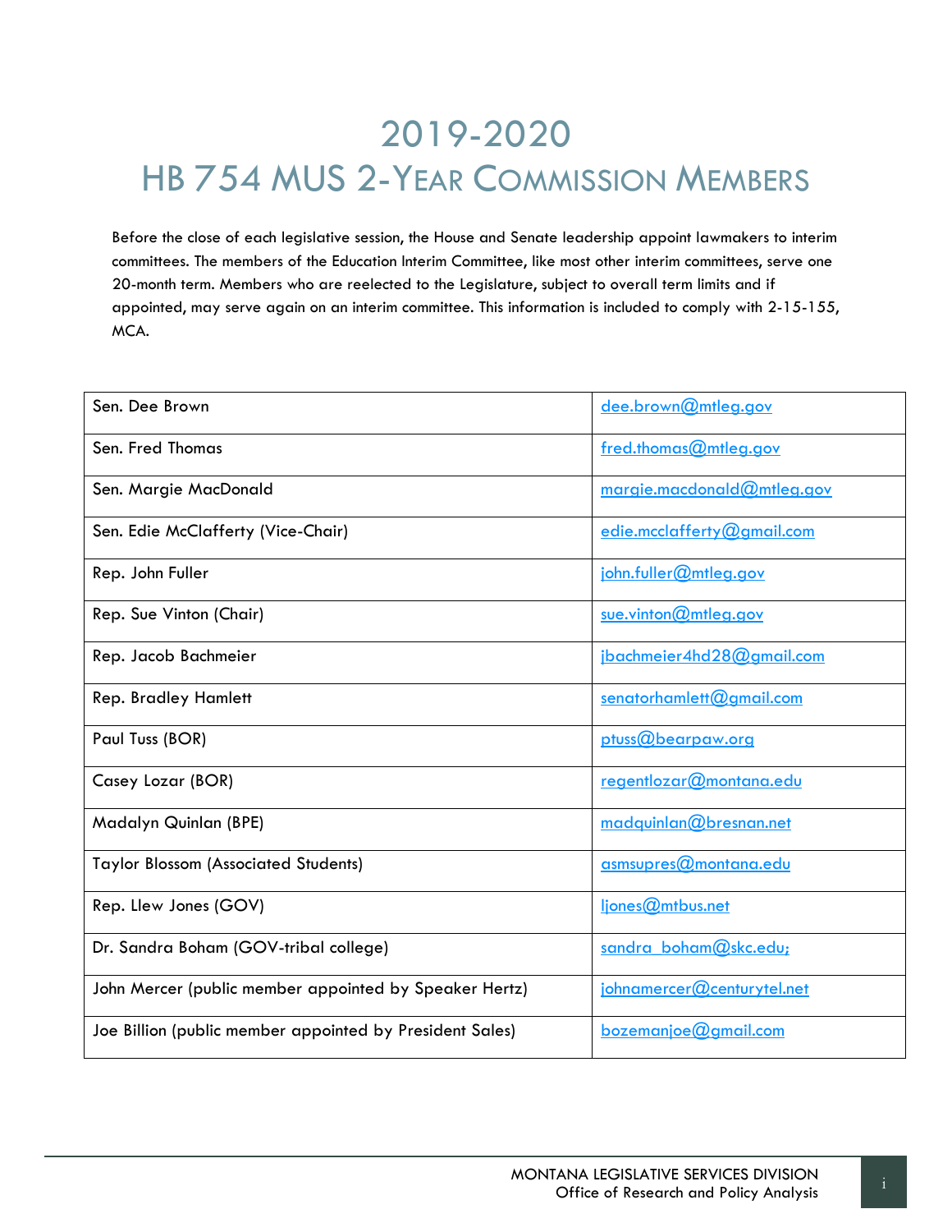# 2019-2020
# HB 754 MUS 2-YEAR COMMISSION MEMBERS

Before the close of each legislative session, the House and Senate leadership appoint lawmakers to interim committees. The members of the Education Interim Committee, like most other interim committees, serve one 20-month term. Members who are reelected to the Legislature, subject to overall term limits and if appointed, may serve again on an interim committee. This information is included to comply with 2-15-155, MCA.

| | |
|---|---|
| Sen. Dee Brown | dee.brown@mtleg.gov |
| Sen. Fred Thomas | fred.thomas@mtleg.gov |
| Sen. Margie MacDonald | margie.macdonald@mtleg.gov |
| Sen. Edie McClafferty (Vice-Chair) | edie.mcclafferty@gmail.com |
| Rep. John Fuller | john.fuller@mtleg.gov |
| Rep. Sue Vinton (Chair) | sue.vinton@mtleg.gov |
| Rep. Jacob Bachmeier | jbachmeier4hd28@gmail.com |
| Rep. Bradley Hamlett | senatorhamlett@gmail.com |
| Paul Tuss (BOR) | ptuss@bearpaw.org |
| Casey Lozar (BOR) | regentlozar@montana.edu |
| Madalyn Quinlan (BPE) | madquinlan@bresnan.net |
| Taylor Blossom (Associated Students) | asmsupres@montana.edu |
| Rep. Llew Jones (GOV) | ljones@mtbus.net |
| Dr. Sandra Boham (GOV-tribal college) | sandra_boham@skc.edu; |
| John Mercer (public member appointed by Speaker Hertz) | johnamercer@centurytel.net |
| Joe Billion (public member appointed by President Sales) | bozemanjoe@gmail.com |

MONTANA LEGISLATIVE SERVICES DIVISION
Office of Research and Policy Analysis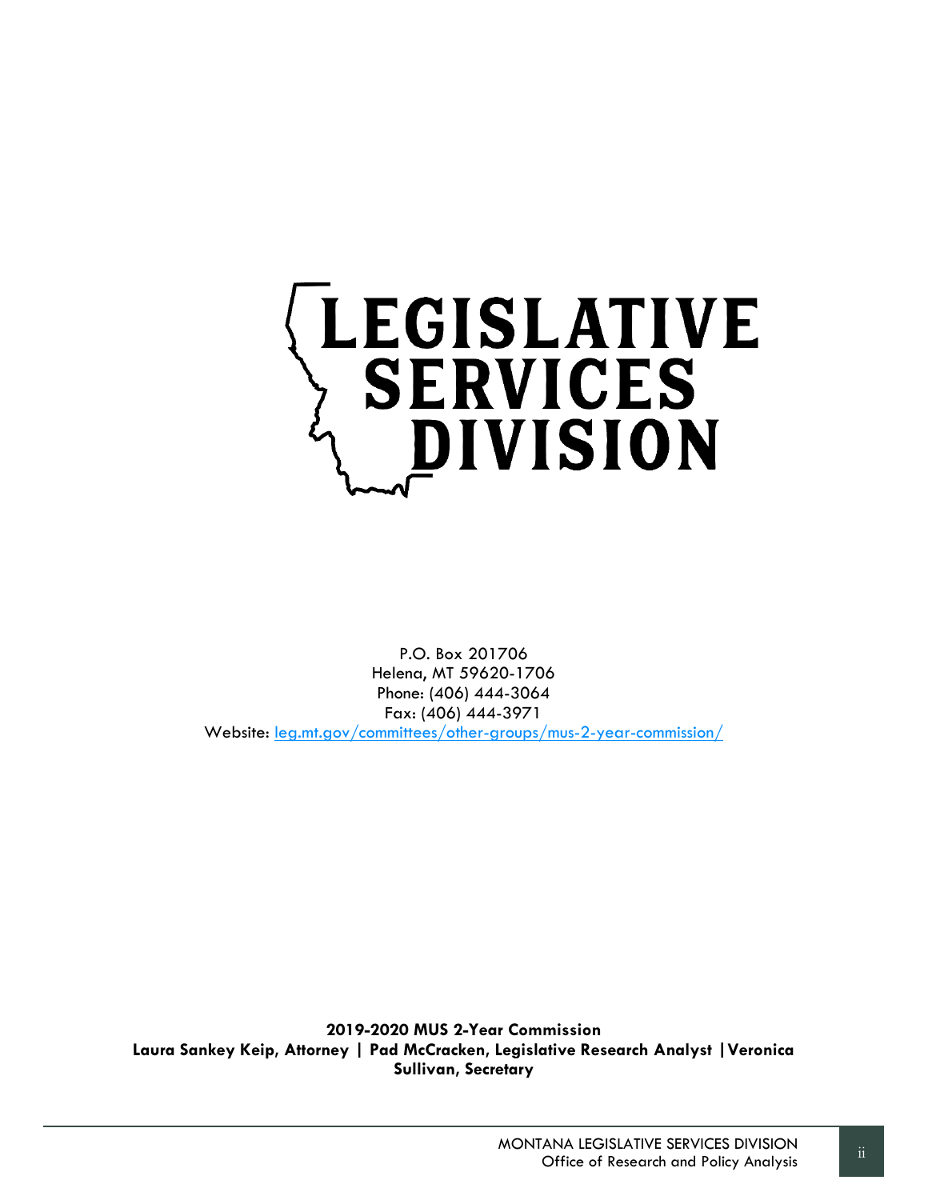# LEGISLATIVE SERVICES DIVISION

P.O. Box 201706
Helena, MT 59620-1706
Phone: (406) 444-3064
Fax: (406) 444-3971
Website: [leg.mt.gov/committees/other-groups/mus-2-year-commission/](leg.mt.gov/committees/other-groups/mus-2-year-commission/)

**2019-2020 MUS 2-Year Commission**
**Laura Sankey Keip, Attorney | Pad McCracken, Legislative Research Analyst | Veronica Sullivan, Secretary**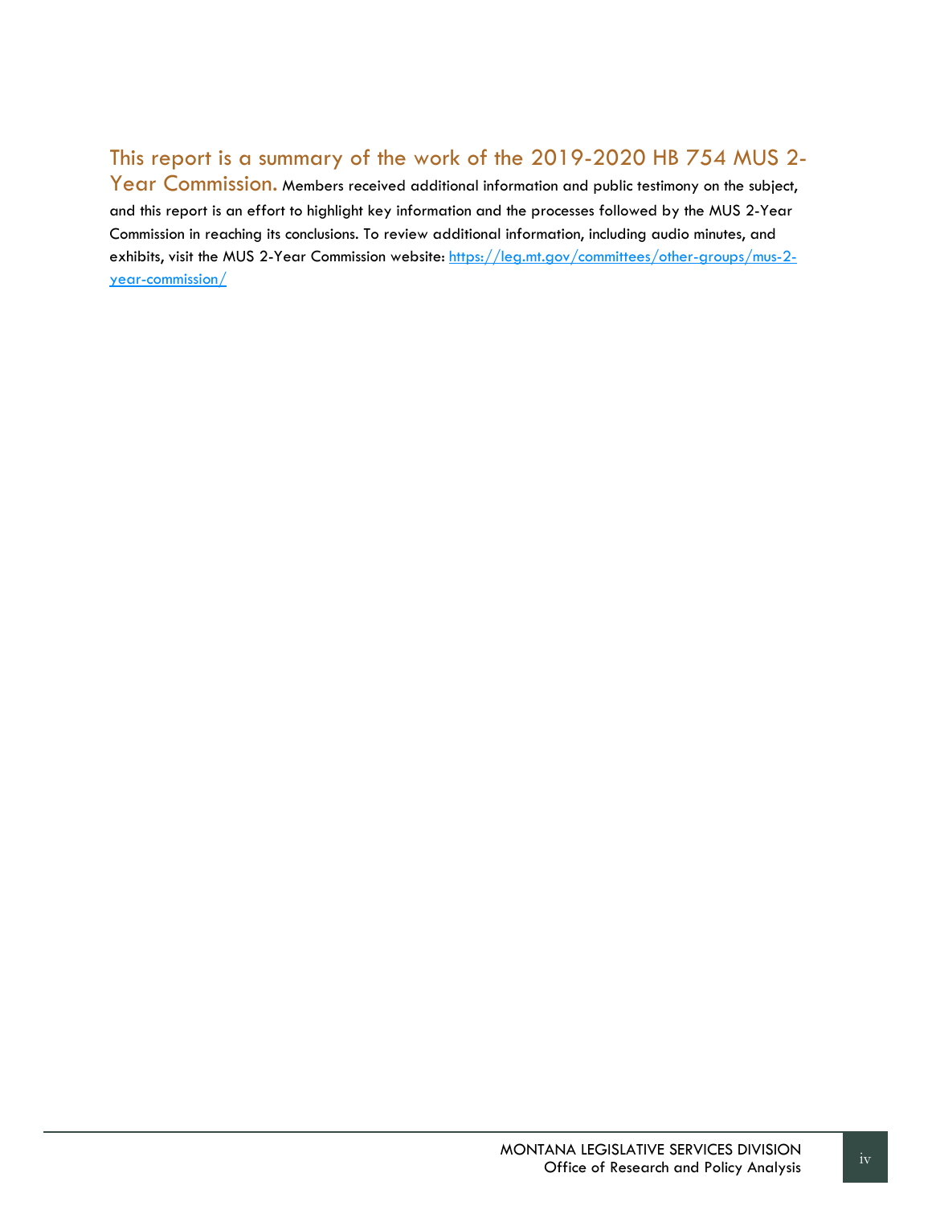**This report is a summary of the work of the 2019-2020 HB 754 MUS 2-Year Commission.** Members received additional information and public testimony on the subject, and this report is an effort to highlight key information and the processes followed by the MUS 2-Year Commission in reaching its conclusions. To review additional information, including audio minutes, and exhibits, visit the MUS 2-Year Commission website: [https://leg.mt.gov/committees/other-groups/mus-2-year-commission/](https://leg.mt.gov/committees/other-groups/mus-2-year-commission/)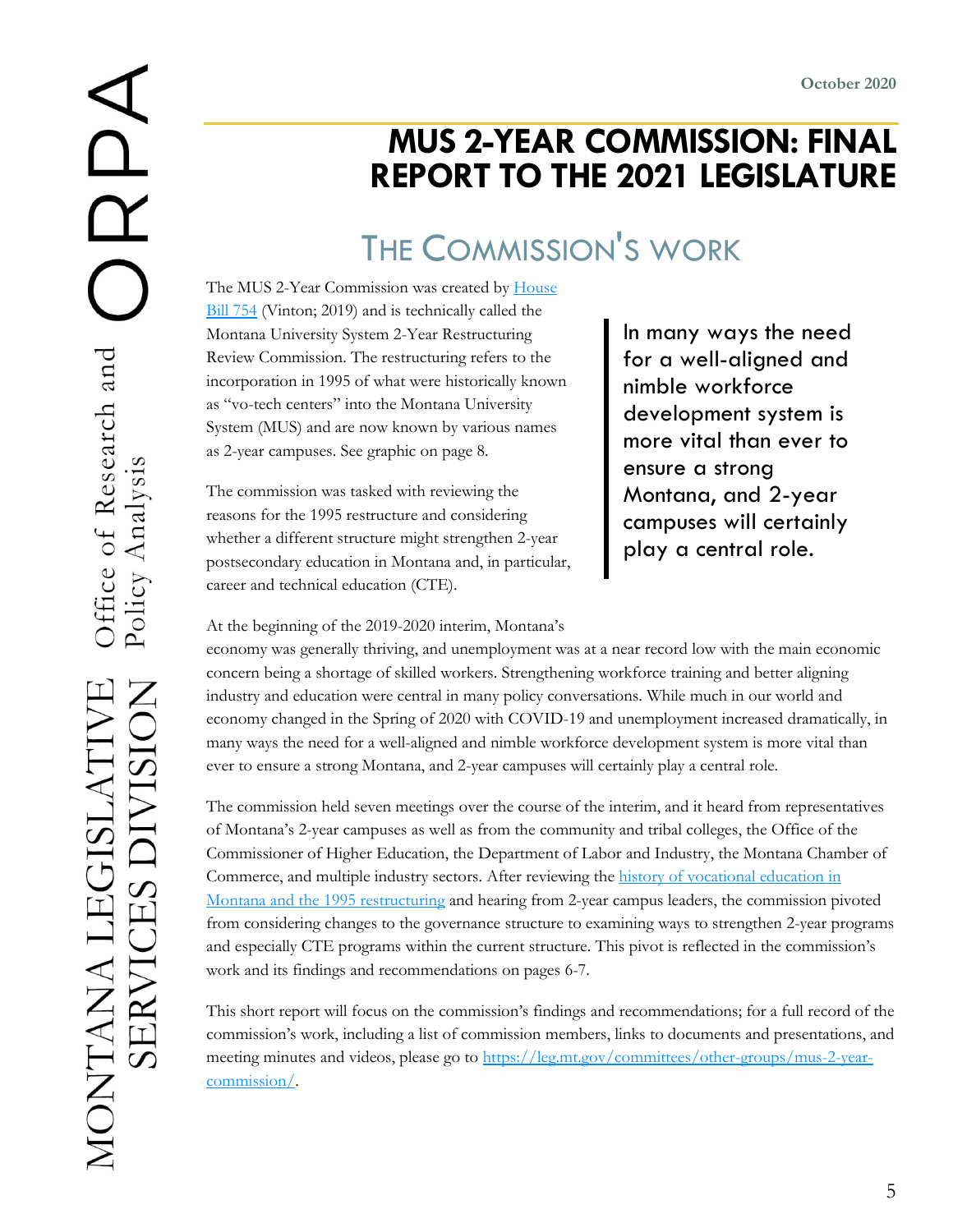# MUS 2-YEAR COMMISSION: FINAL REPORT TO THE 2021 LEGISLATURE

## THE COMMISSION'S WORK

The MUS 2-Year Commission was created by [House Bill 754]() (Vinton; 2019) and is technically called the Montana University System 2-Year Restructuring Review Commission. The restructuring refers to the incorporation in 1995 of what were historically known as "vo-tech centers" into the Montana University System (MUS) and are now known by various names as 2-year campuses. See graphic on page 8.

The commission was tasked with reviewing the reasons for the 1995 restructure and considering whether a different structure might strengthen 2-year postsecondary education in Montana and, in particular, career and technical education (CTE).

> In many ways the need for a well-aligned and nimble workforce development system is more vital than ever to ensure a strong Montana, and 2-year campuses will certainly play a central role.

At the beginning of the 2019-2020 interim, Montana's economy was generally thriving, and unemployment was at a near record low with the main economic concern being a shortage of skilled workers. Strengthening workforce training and better aligning industry and education were central in many policy conversations. While much in our world and economy changed in the Spring of 2020 with COVID-19 and unemployment increased dramatically, in many ways the need for a well-aligned and nimble workforce development system is more vital than ever to ensure a strong Montana, and 2-year campuses will certainly play a central role.

The commission held seven meetings over the course of the interim, and it heard from representatives of Montana's 2-year campuses as well as from the community and tribal colleges, the Office of the Commissioner of Higher Education, the Department of Labor and Industry, the Montana Chamber of Commerce, and multiple industry sectors. After reviewing the [history of vocational education in Montana and the 1995 restructuring]() and hearing from 2-year campus leaders, the commission pivoted from considering changes to the governance structure to examining ways to strengthen 2-year programs and especially CTE programs within the current structure. This pivot is reflected in the commission's work and its findings and recommendations on pages 6-7.

This short report will focus on the commission's findings and recommendations; for a full record of the commission's work, including a list of commission members, links to documents and presentations, and meeting minutes and videos, please go to [https://leg.mt.gov/committees/other-groups/mus-2-year-commission/](https://leg.mt.gov/committees/other-groups/mus-2-year-commission/).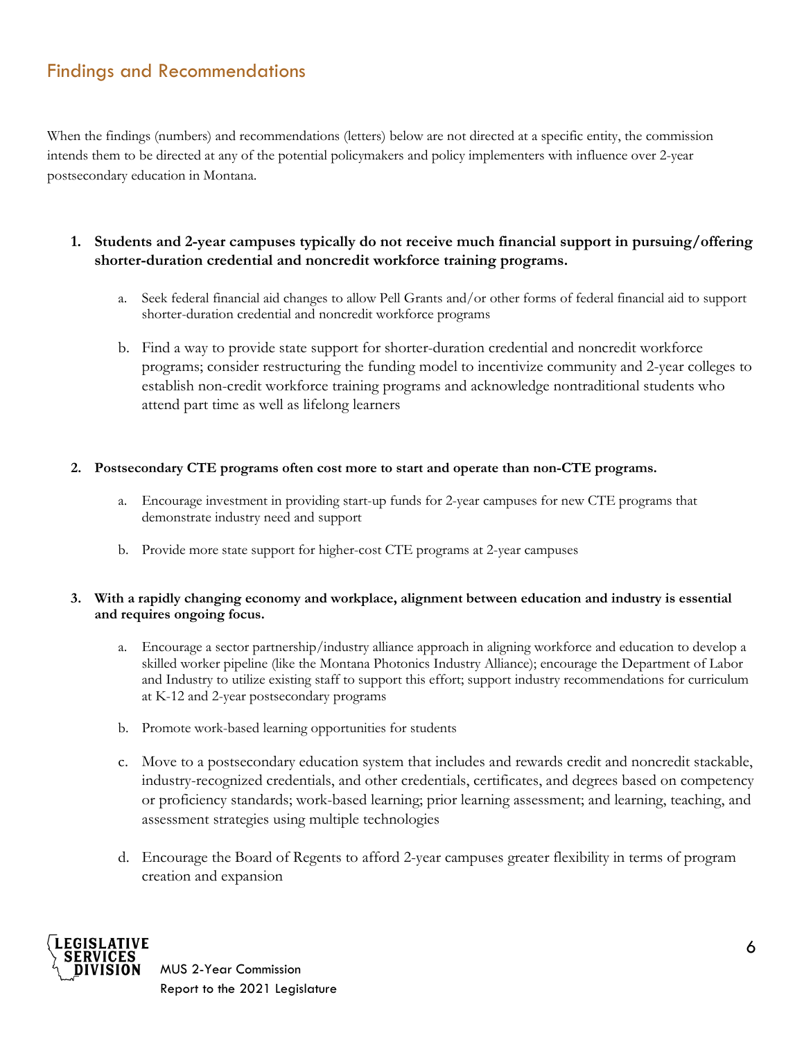## Findings and Recommendations

When the findings (numbers) and recommendations (letters) below are not directed at a specific entity, the commission intends them to be directed at any of the potential policymakers and policy implementers with influence over 2-year postsecondary education in Montana.

1. **Students and 2-year campuses typically do not receive much financial support in pursuing/offering shorter-duration credential and noncredit workforce training programs.**

   a. Seek federal financial aid changes to allow Pell Grants and/or other forms of federal financial aid to support shorter-duration credential and noncredit workforce programs

   b. Find a way to provide state support for shorter-duration credential and noncredit workforce programs; consider restructuring the funding model to incentivize community and 2-year colleges to establish non-credit workforce training programs and acknowledge nontraditional students who attend part time as well as lifelong learners

2. **Postsecondary CTE programs often cost more to start and operate than non-CTE programs.**

   a. Encourage investment in providing start-up funds for 2-year campuses for new CTE programs that demonstrate industry need and support

   b. Provide more state support for higher-cost CTE programs at 2-year campuses

3. **With a rapidly changing economy and workplace, alignment between education and industry is essential and requires ongoing focus.**

   a. Encourage a sector partnership/industry alliance approach in aligning workforce and education to develop a skilled worker pipeline (like the Montana Photonics Industry Alliance); encourage the Department of Labor and Industry to utilize existing staff to support this effort; support industry recommendations for curriculum at K-12 and 2-year postsecondary programs

   b. Promote work-based learning opportunities for students

   c. Move to a postsecondary education system that includes and rewards credit and noncredit stackable, industry-recognized credentials, and other credentials, certificates, and degrees based on competency or proficiency standards; work-based learning; prior learning assessment; and learning, teaching, and assessment strategies using multiple technologies

   d. Encourage the Board of Regents to afford 2-year campuses greater flexibility in terms of program creation and expansion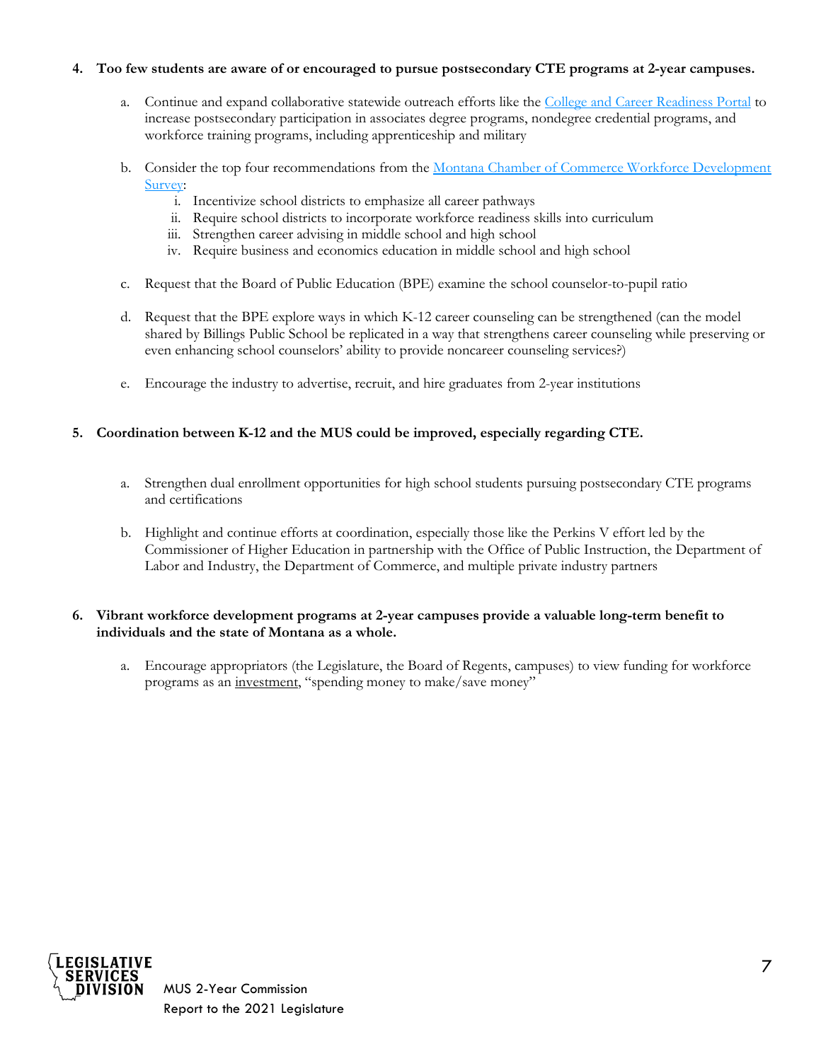4. **Too few students are aware of or encouraged to pursue postsecondary CTE programs at 2-year campuses.**

    a. Continue and expand collaborative statewide outreach efforts like the College and Career Readiness Portal to increase postsecondary participation in associates degree programs, nondegree credential programs, and workforce training programs, including apprenticeship and military

    b. Consider the top four recommendations from the Montana Chamber of Commerce Workforce Development Survey:

        i. Incentivize school districts to emphasize all career pathways
        ii. Require school districts to incorporate workforce readiness skills into curriculum
        iii. Strengthen career advising in middle school and high school
        iv. Require business and economics education in middle school and high school

    c. Request that the Board of Public Education (BPE) examine the school counselor-to-pupil ratio

    d. Request that the BPE explore ways in which K-12 career counseling can be strengthened (can the model shared by Billings Public School be replicated in a way that strengthens career counseling while preserving or even enhancing school counselors' ability to provide noncareer counseling services?)

    e. Encourage the industry to advertise, recruit, and hire graduates from 2-year institutions

5. **Coordination between K-12 and the MUS could be improved, especially regarding CTE.**

    a. Strengthen dual enrollment opportunities for high school students pursuing postsecondary CTE programs and certifications

    b. Highlight and continue efforts at coordination, especially those like the Perkins V effort led by the Commissioner of Higher Education in partnership with the Office of Public Instruction, the Department of Labor and Industry, the Department of Commerce, and multiple private industry partners

6. **Vibrant workforce development programs at 2-year campuses provide a valuable long-term benefit to individuals and the state of Montana as a whole.**

    a. Encourage appropriators (the Legislature, the Board of Regents, campuses) to view funding for workforce programs as an investment, "spending money to make/save money"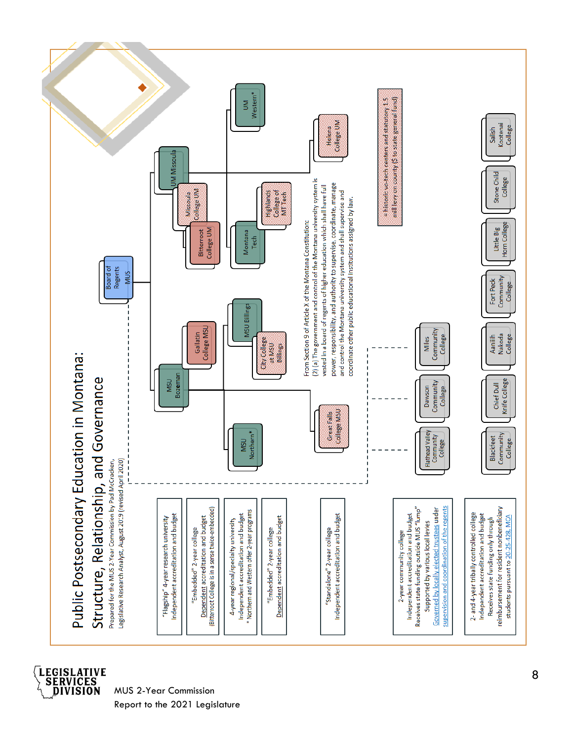# Public Postsecondary Education in Montana: Structure, Relationship, and Governance

Prepared for the MUS 2-Year Commission by Pad McCracken, Legislative Research Analyst, August 2019 (revised April 2020)

"Flagship" 4-year research university
Independent accreditation and budget

"Embedded" 2-year college
Dependent accreditation and budget
(Bitterroot College is in a sense twice-embedded)

4-year regional/specialty university
Independent accreditation and budget
* Northern and Western offer 2-year programs

"Embedded" 2-year college
Dependent accreditation and budget

"Standalone" 2-year college
Independent accreditation and budget

2-year community college
Independent accreditation and budget
Receives state funding outside MUS "lump"
Supported by various local levies
Governed by locally elected trustees under supervision and coordination of the regents

2- and 4-year tribally controlled college
Independent accreditation and budget
Receives state funding only through reimbursement for resident nonbeneficiary students pursuant to 20-25-428, MCA

Board of Regents MUS

MSU Bozeman

MSU Northern*

Gallatin College MSU

MSU Billings

City College at MSU Billings

Great Falls College MSU

UM Missoula

Missoula College UM

Bitterroot College UM

Montana Tech

Highlands College of MT Tech

UM Western*

Helena College UM

= historic vo-tech centers and statutory 1.5 mill levy on county ($ to state general fund)

From Section 9 of Article X of the Montana Constitution:
(2) (a) The government and control of the Montana university system is vested in a board of regents of higher education which shall have full power, responsibility, and authority to supervise, coordinate, manage and control the Montana university system and shall supervise and coordinate other public educational institutions assigned by law.

Flathead Valley Community College

Dawson Community College

Miles Community College

Blackfeet Community College

Chief Dull Knife College

Aaniiih Nakoda College

Fort Peck Community College

Little Big Horn College

Stone Child College

Salish Kootenai College